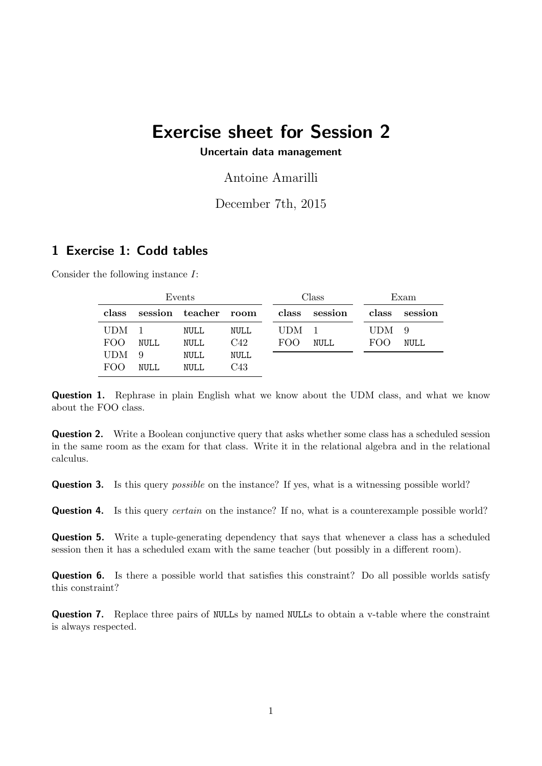# Exercise sheet for Session 2

**Uncertain data management**

Antoine Amarilli

December 7th, 2015

## 1 Exercise 1: Codd tables

Consider the following instance $I$:

Events

| class | session | teacher | room |
|---|---|---|---|
| UDM | 1 | NULL | NULL |
| FOO | NULL | NULL | C42 |
| UDM | 9 | NULL | NULL |
| FOO | NULL | NULL | C43 |

Class

| class | session |
|---|---|
| UDM | 1 |
| FOO | NULL |

Exam

| class | session |
|---|---|
| UDM | 9 |
| FOO | NULL |

**Question 1.** Rephrase in plain English what we know about the UDM class, and what we know about the FOO class.

**Question 2.** Write a Boolean conjunctive query that asks whether some class has a scheduled session in the same room as the exam for that class. Write it in the relational algebra and in the relational calculus.

**Question 3.** Is this query *possible* on the instance? If yes, what is a witnessing possible world?

**Question 4.** Is this query *certain* on the instance? If no, what is a counterexample possible world?

**Question 5.** Write a tuple-generating dependency that says that whenever a class has a scheduled session then it has a scheduled exam with the same teacher (but possibly in a different room).

**Question 6.** Is there a possible world that satisfies this constraint? Do all possible worlds satisfy this constraint?

**Question 7.** Replace three pairs of NULLs by named NULLs to obtain a v-table where the constraint is always respected.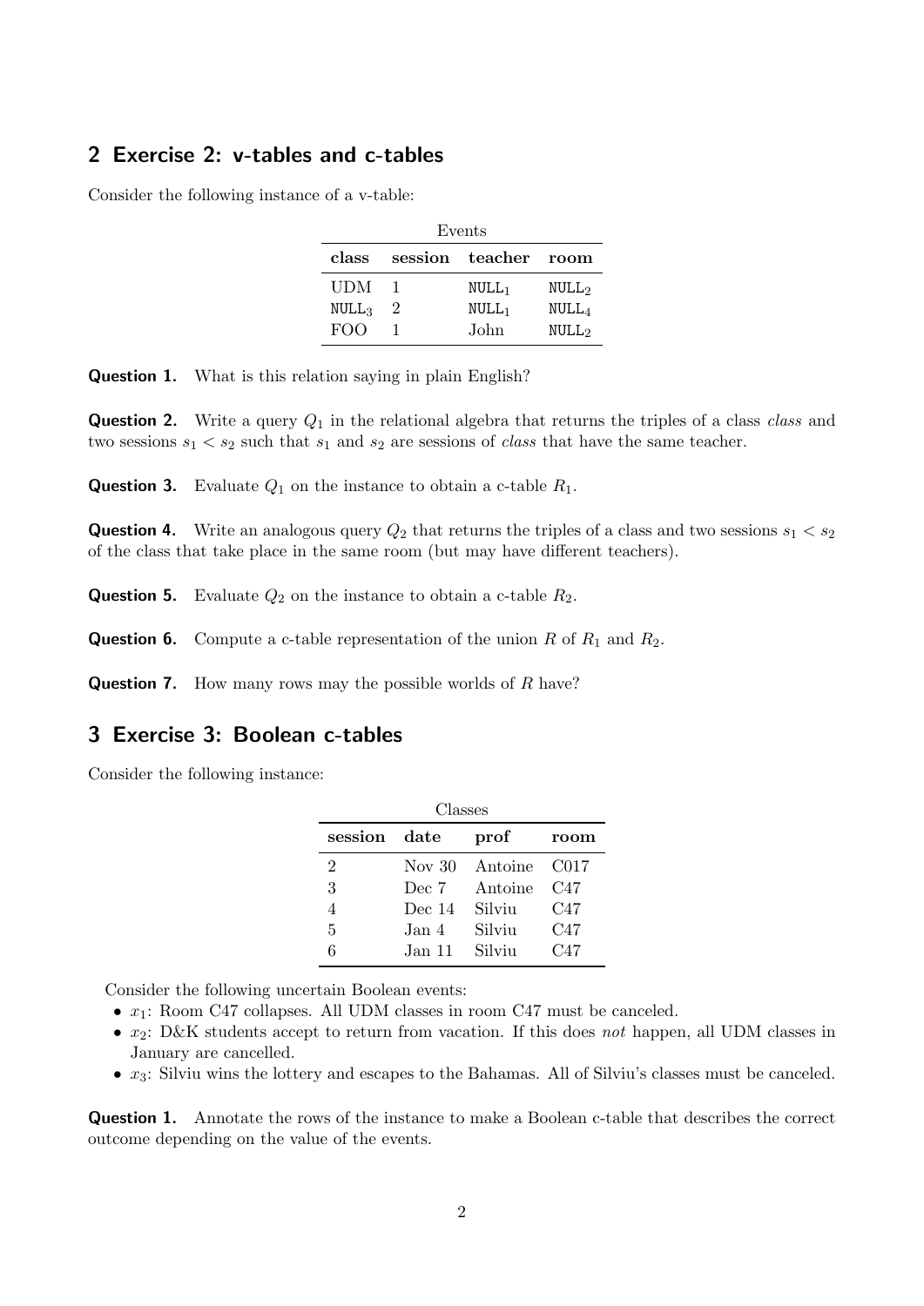## 2 Exercise 2: v-tables and c-tables

Consider the following instance of a v-table:

Events

| class | session | teacher | room |
|---|---|---|---|
| UDM | 1 | $\texttt{NULL}_1$ | $\texttt{NULL}_2$ |
| $\texttt{NULL}_3$ | 2 | $\texttt{NULL}_1$ | $\texttt{NULL}_4$ |
| FOO | 1 | John | $\texttt{NULL}_2$ |

**Question 1.** What is this relation saying in plain English?

**Question 2.** Write a query $Q_1$ in the relational algebra that returns the triples of a class *class* and two sessions $s_1 < s_2$ such that $s_1$ and $s_2$ are sessions of *class* that have the same teacher.

**Question 3.** Evaluate $Q_1$ on the instance to obtain a c-table $R_1$.

**Question 4.** Write an analogous query $Q_2$ that returns the triples of a class and two sessions $s_1 < s_2$ of the class that take place in the same room (but may have different teachers).

**Question 5.** Evaluate $Q_2$ on the instance to obtain a c-table $R_2$.

**Question 6.** Compute a c-table representation of the union $R$ of $R_1$ and $R_2$.

**Question 7.** How many rows may the possible worlds of $R$ have?

## 3 Exercise 3: Boolean c-tables

Consider the following instance:

Classes

| session | date | prof | room |
|---|---|---|---|
| 2 | Nov 30 | Antoine | C017 |
| 3 | Dec 7 | Antoine | C47 |
| 4 | Dec 14 | Silviu | C47 |
| 5 | Jan 4 | Silviu | C47 |
| 6 | Jan 11 | Silviu | C47 |

Consider the following uncertain Boolean events:

- $x_1$: Room C47 collapses. All UDM classes in room C47 must be canceled.
- $x_2$: D&K students accept to return from vacation. If this does *not* happen, all UDM classes in January are cancelled.
- $x_3$: Silviu wins the lottery and escapes to the Bahamas. All of Silviu's classes must be canceled.

**Question 1.** Annotate the rows of the instance to make a Boolean c-table that describes the correct outcome depending on the value of the events.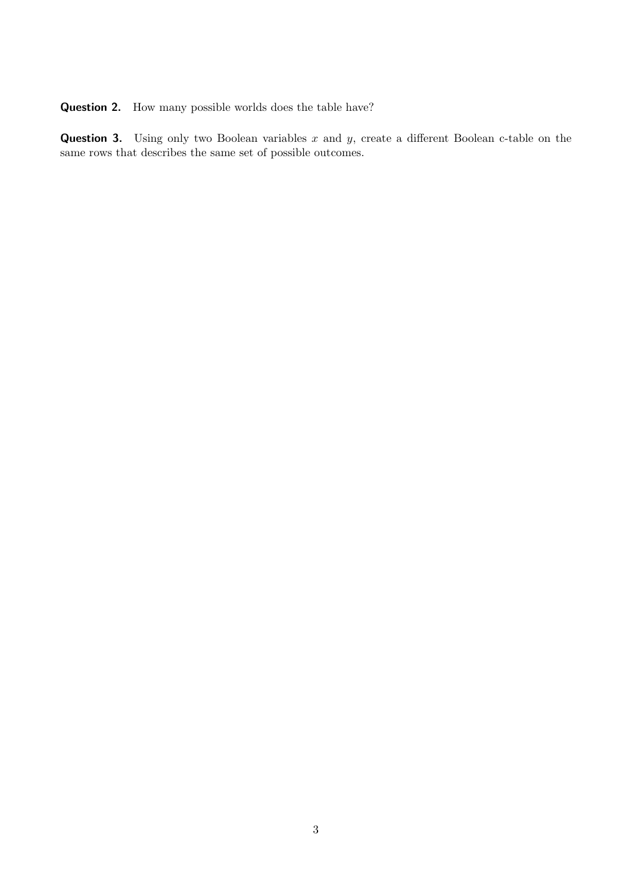**Question 2.** How many possible worlds does the table have?

**Question 3.** Using only two Boolean variables $x$ and $y$, create a different Boolean c-table on the same rows that describes the same set of possible outcomes.